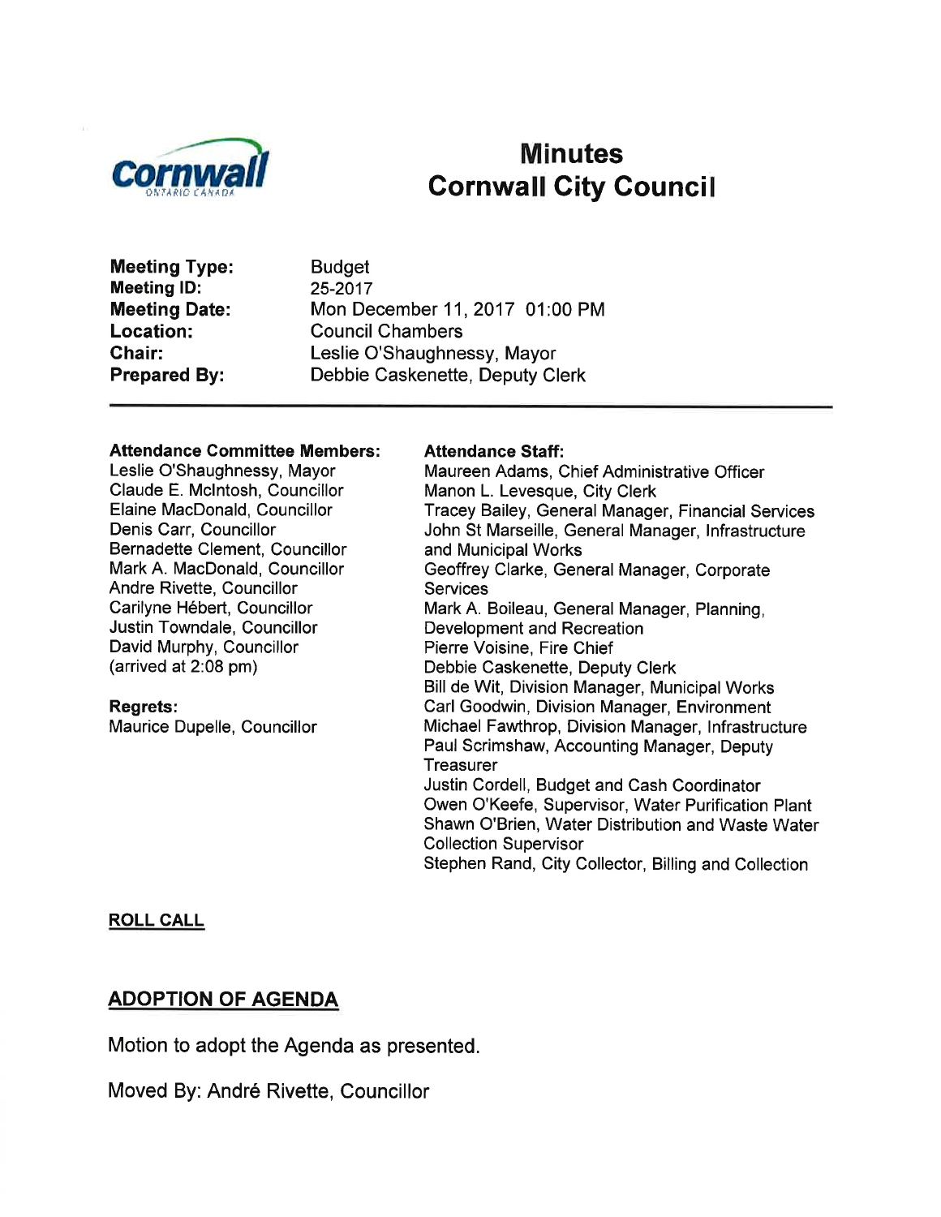# Minutes
# Cornwall City Council

**Meeting Type:** Budget
**Meeting ID:** 25-2017
**Meeting Date:** Mon December 11, 2017 01:00 PM
**Location:** Council Chambers
**Chair:** Leslie O'Shaughnessy, Mayor
**Prepared By:** Debbie Caskenette, Deputy Clerk

---

**Attendance Committee Members:**
Leslie O'Shaughnessy, Mayor
Claude E. McIntosh, Councillor
Elaine MacDonald, Councillor
Denis Carr, Councillor
Bernadette Clement, Councillor
Mark A. MacDonald, Councillor
Andre Rivette, Councillor
Carilyne Hébert, Councillor
Justin Towndale, Councillor
David Murphy, Councillor
(arrived at 2:08 pm)

**Regrets:**
Maurice Dupelle, Councillor

**Attendance Staff:**
Maureen Adams, Chief Administrative Officer
Manon L. Levesque, City Clerk
Tracey Bailey, General Manager, Financial Services
John St Marseille, General Manager, Infrastructure and Municipal Works
Geoffrey Clarke, General Manager, Corporate Services
Mark A. Boileau, General Manager, Planning, Development and Recreation
Pierre Voisine, Fire Chief
Debbie Caskenette, Deputy Clerk
Bill de Wit, Division Manager, Municipal Works
Carl Goodwin, Division Manager, Environment
Michael Fawthrop, Division Manager, Infrastructure
Paul Scrimshaw, Accounting Manager, Deputy Treasurer
Justin Cordell, Budget and Cash Coordinator
Owen O'Keefe, Supervisor, Water Purification Plant
Shawn O'Brien, Water Distribution and Waste Water Collection Supervisor
Stephen Rand, City Collector, Billing and Collection

**ROLL CALL**

## ADOPTION OF AGENDA

Motion to adopt the Agenda as presented.

Moved By: André Rivette, Councillor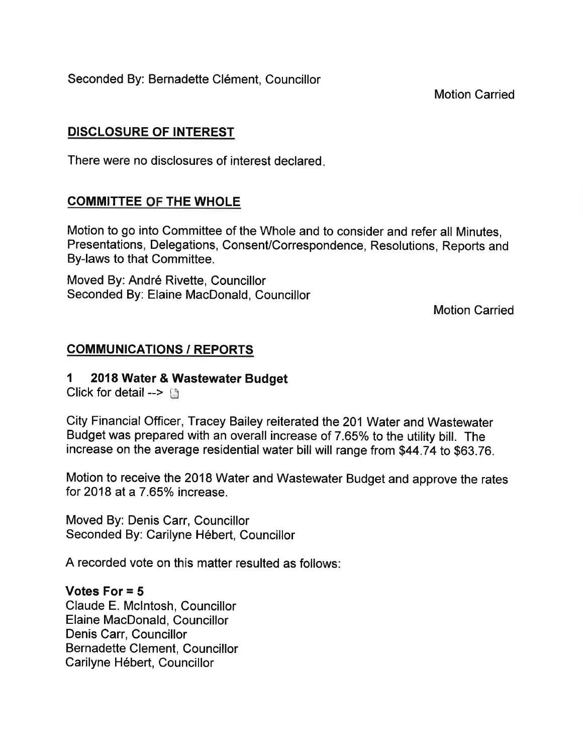Seconded By: Bernadette Clément, Councillor

Motion Carried

## DISCLOSURE OF INTEREST

There were no disclosures of interest declared.

## COMMITTEE OF THE WHOLE

Motion to go into Committee of the Whole and to consider and refer all Minutes, Presentations, Delegations, Consent/Correspondence, Resolutions, Reports and By-laws to that Committee.

Moved By: André Rivette, Councillor
Seconded By: Elaine MacDonald, Councillor

Motion Carried

## COMMUNICATIONS / REPORTS

### 1 2018 Water & Wastewater Budget

Click for detail -->

City Financial Officer, Tracey Bailey reiterated the 201 Water and Wastewater Budget was prepared with an overall increase of 7.65% to the utility bill. The increase on the average residential water bill will range from $44.74 to $63.76.

Motion to receive the 2018 Water and Wastewater Budget and approve the rates for 2018 at a 7.65% increase.

Moved By: Denis Carr, Councillor
Seconded By: Carilyne Hébert, Councillor

A recorded vote on this matter resulted as follows:

**Votes For = 5**
Claude E. McIntosh, Councillor
Elaine MacDonald, Councillor
Denis Carr, Councillor
Bernadette Clement, Councillor
Carilyne Hébert, Councillor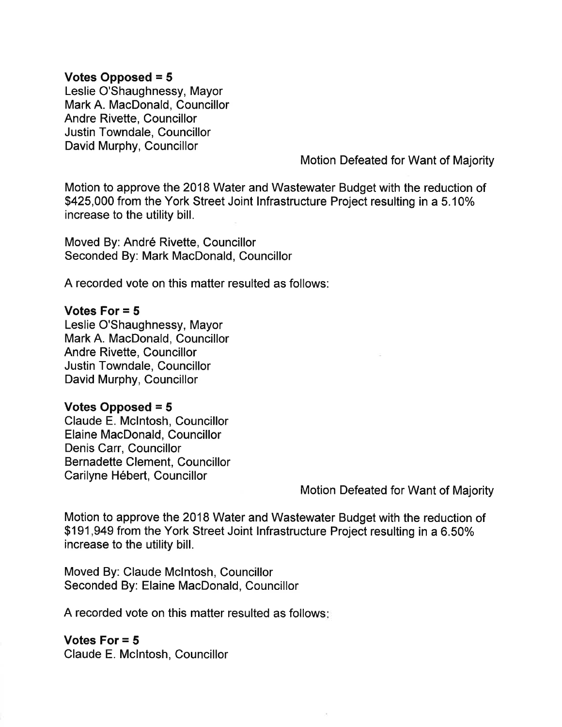**Votes Opposed = 5**
Leslie O'Shaughnessy, Mayor
Mark A. MacDonald, Councillor
Andre Rivette, Councillor
Justin Towndale, Councillor
David Murphy, Councillor

Motion Defeated for Want of Majority

Motion to approve the 2018 Water and Wastewater Budget with the reduction of $425,000 from the York Street Joint Infrastructure Project resulting in a 5.10% increase to the utility bill.

Moved By: André Rivette, Councillor
Seconded By: Mark MacDonald, Councillor

A recorded vote on this matter resulted as follows:

**Votes For = 5**
Leslie O'Shaughnessy, Mayor
Mark A. MacDonald, Councillor
Andre Rivette, Councillor
Justin Towndale, Councillor
David Murphy, Councillor

**Votes Opposed = 5**
Claude E. McIntosh, Councillor
Elaine MacDonald, Councillor
Denis Carr, Councillor
Bernadette Clement, Councillor
Carilyne Hébert, Councillor

Motion Defeated for Want of Majority

Motion to approve the 2018 Water and Wastewater Budget with the reduction of $191,949 from the York Street Joint Infrastructure Project resulting in a 6.50% increase to the utility bill.

Moved By: Claude McIntosh, Councillor
Seconded By: Elaine MacDonald, Councillor

A recorded vote on this matter resulted as follows:

**Votes For = 5**
Claude E. McIntosh, Councillor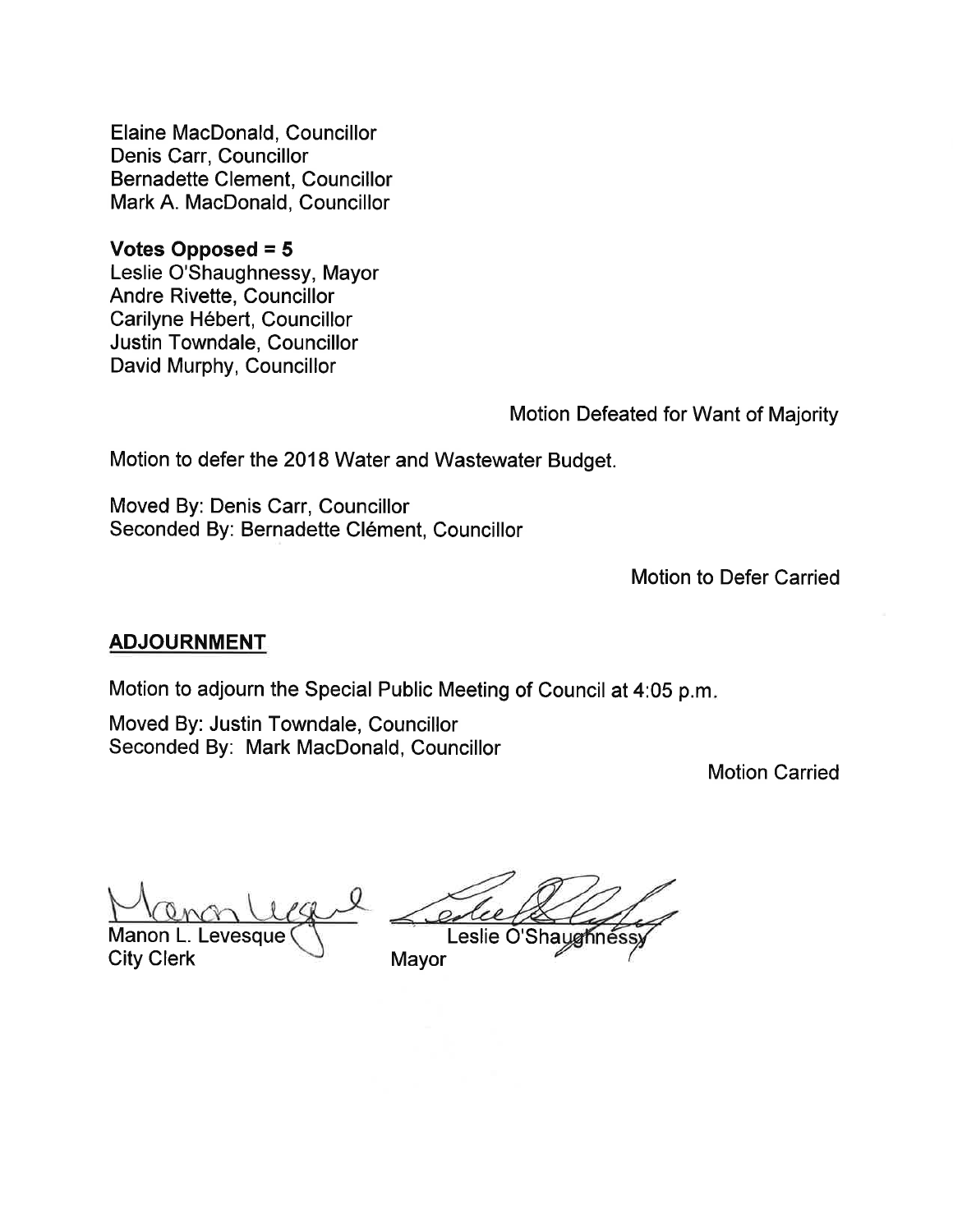Elaine MacDonald, Councillor
Denis Carr, Councillor
Bernadette Clement, Councillor
Mark A. MacDonald, Councillor

**Votes Opposed = 5**
Leslie O'Shaughnessy, Mayor
Andre Rivette, Councillor
Carilyne Hébert, Councillor
Justin Towndale, Councillor
David Murphy, Councillor

Motion Defeated for Want of Majority

Motion to defer the 2018 Water and Wastewater Budget.

Moved By: Denis Carr, Councillor
Seconded By: Bernadette Clément, Councillor

Motion to Defer Carried

## ADJOURNMENT

Motion to adjourn the Special Public Meeting of Council at 4:05 p.m.

Moved By: Justin Towndale, Councillor
Seconded By: Mark MacDonald, Councillor

Motion Carried

Manon L. Levesque
City Clerk

Leslie O'Shaughnessy
Mayor